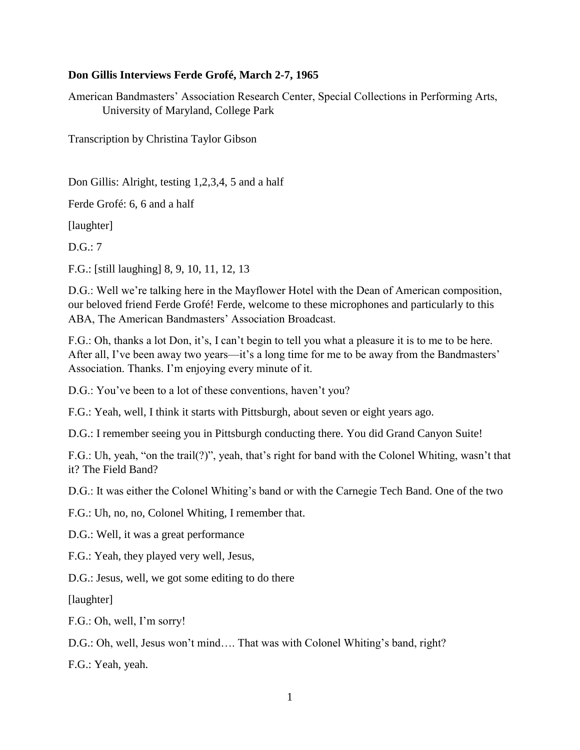**Don Gillis Interviews Ferde Grofé, March 2-7, 1965**

American Bandmasters' Association Research Center, Special Collections in Performing Arts, University of Maryland, College Park

Transcription by Christina Taylor Gibson

Don Gillis: Alright, testing 1,2,3,4, 5 and a half

Ferde Grofé: 6, 6 and a half

[laughter]

D.G.: 7

F.G.: [still laughing] 8, 9, 10, 11, 12, 13

D.G.: Well we're talking here in the Mayflower Hotel with the Dean of American composition, our beloved friend Ferde Grofé! Ferde, welcome to these microphones and particularly to this ABA, The American Bandmasters' Association Broadcast.

F.G.: Oh, thanks a lot Don, it's, I can't begin to tell you what a pleasure it is to me to be here. After all, I've been away two years—it's a long time for me to be away from the Bandmasters' Association. Thanks. I'm enjoying every minute of it.

D.G.: You've been to a lot of these conventions, haven't you?

F.G.: Yeah, well, I think it starts with Pittsburgh, about seven or eight years ago.

D.G.: I remember seeing you in Pittsburgh conducting there. You did Grand Canyon Suite!

F.G.: Uh, yeah, "on the trail(?)", yeah, that's right for band with the Colonel Whiting, wasn't that it? The Field Band?

D.G.: It was either the Colonel Whiting's band or with the Carnegie Tech Band. One of the two

F.G.: Uh, no, no, Colonel Whiting, I remember that.

D.G.: Well, it was a great performance

F.G.: Yeah, they played very well, Jesus,

D.G.: Jesus, well, we got some editing to do there

[laughter]

F.G.: Oh, well, I'm sorry!

D.G.: Oh, well, Jesus won't mind…. That was with Colonel Whiting's band, right?

F.G.: Yeah, yeah.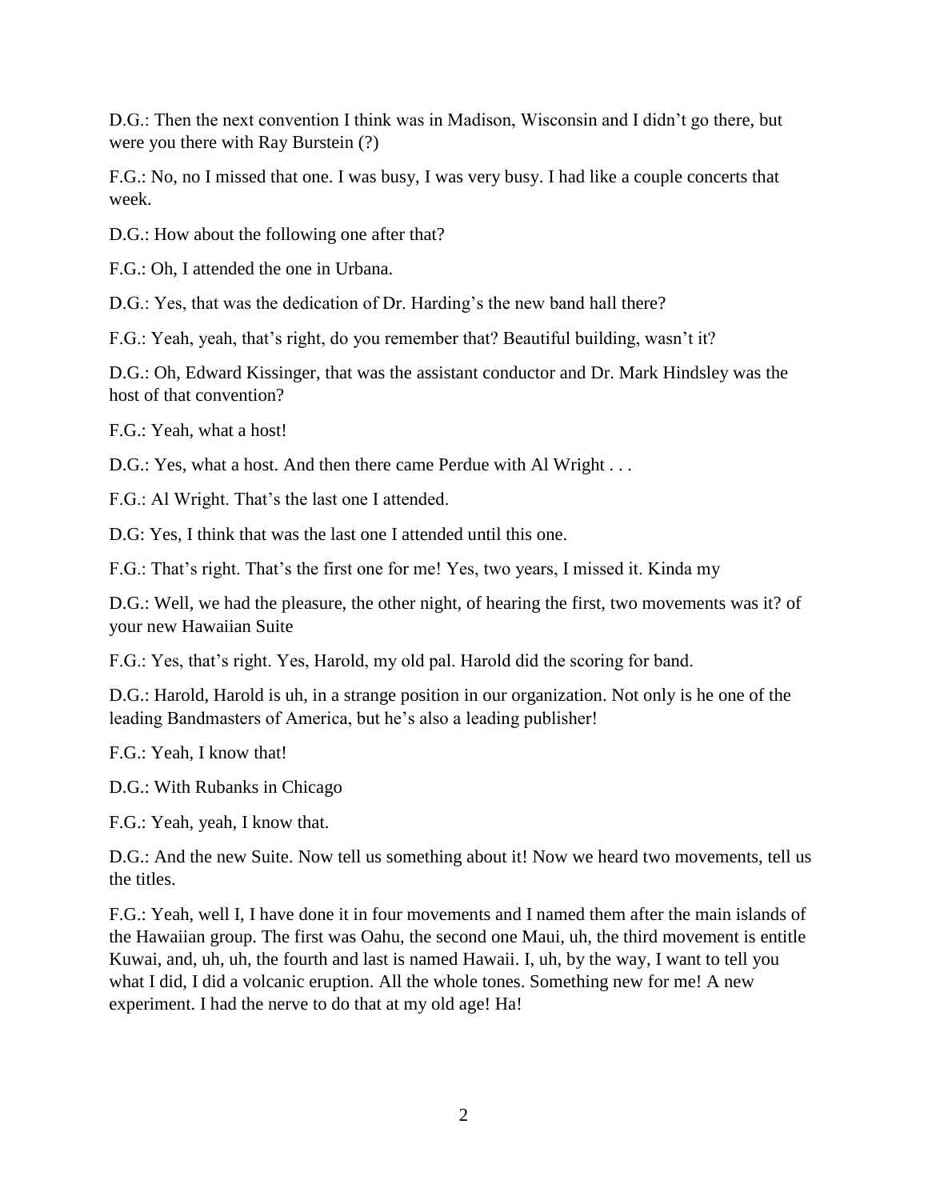D.G.: Then the next convention I think was in Madison, Wisconsin and I didn't go there, but were you there with Ray Burstein (?)

F.G.: No, no I missed that one. I was busy, I was very busy. I had like a couple concerts that week.

D.G.: How about the following one after that?

F.G.: Oh, I attended the one in Urbana.

D.G.: Yes, that was the dedication of Dr. Harding's the new band hall there?

F.G.: Yeah, yeah, that's right, do you remember that? Beautiful building, wasn't it?

D.G.: Oh, Edward Kissinger, that was the assistant conductor and Dr. Mark Hindsley was the host of that convention?

F.G.: Yeah, what a host!

D.G.: Yes, what a host. And then there came Perdue with Al Wright . . .

F.G.: Al Wright. That's the last one I attended.

D.G: Yes, I think that was the last one I attended until this one.

F.G.: That's right. That's the first one for me! Yes, two years, I missed it. Kinda my

D.G.: Well, we had the pleasure, the other night, of hearing the first, two movements was it? of your new Hawaiian Suite

F.G.: Yes, that's right. Yes, Harold, my old pal. Harold did the scoring for band.

D.G.: Harold, Harold is uh, in a strange position in our organization. Not only is he one of the leading Bandmasters of America, but he's also a leading publisher!

F.G.: Yeah, I know that!

D.G.: With Rubanks in Chicago

F.G.: Yeah, yeah, I know that.

D.G.: And the new Suite. Now tell us something about it! Now we heard two movements, tell us the titles.

F.G.: Yeah, well I, I have done it in four movements and I named them after the main islands of the Hawaiian group. The first was Oahu, the second one Maui, uh, the third movement is entitle Kuwai, and, uh, uh, the fourth and last is named Hawaii. I, uh, by the way, I want to tell you what I did, I did a volcanic eruption. All the whole tones. Something new for me! A new experiment. I had the nerve to do that at my old age! Ha!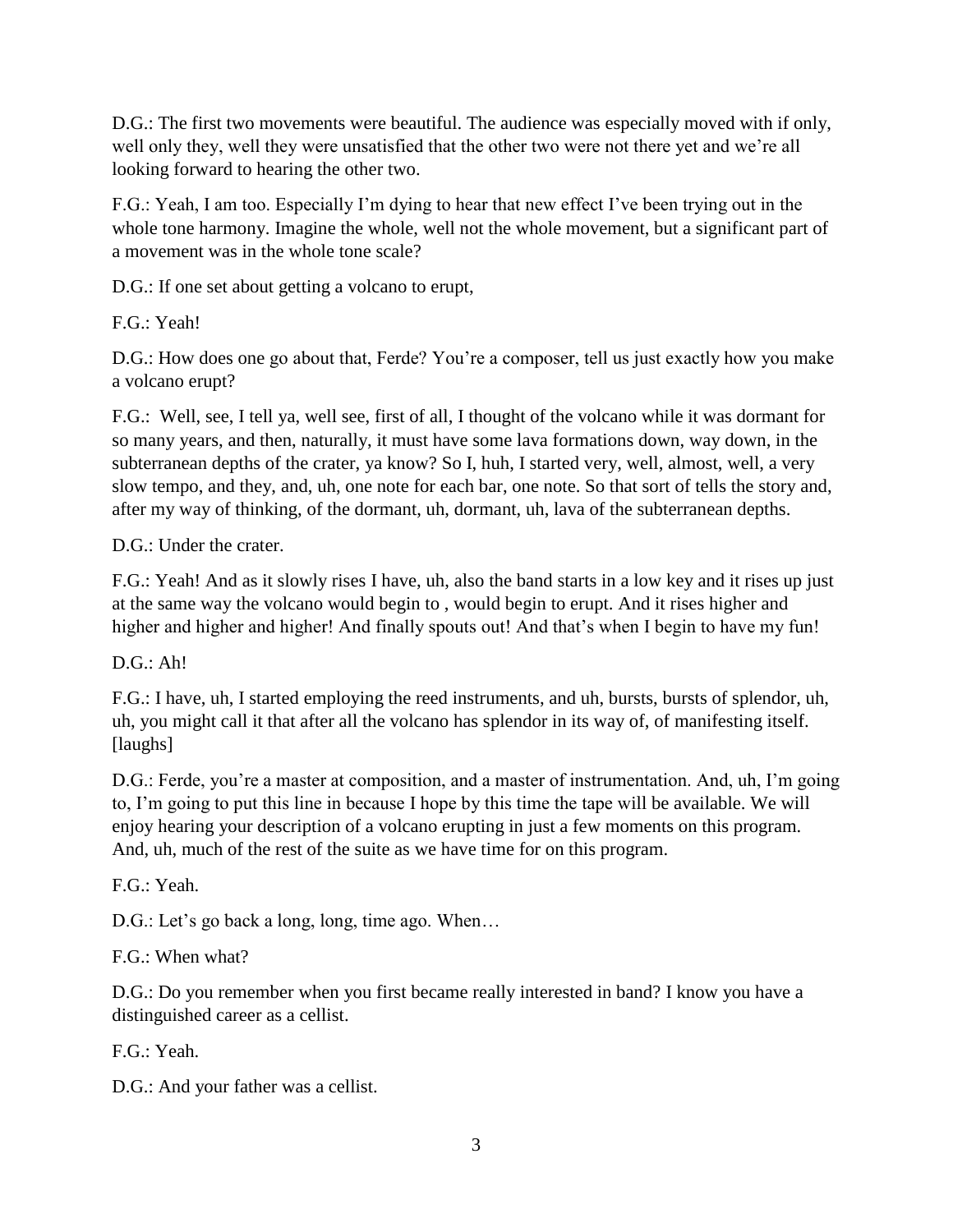D.G.: The first two movements were beautiful. The audience was especially moved with if only, well only they, well they were unsatisfied that the other two were not there yet and we're all looking forward to hearing the other two.

F.G.: Yeah, I am too. Especially I'm dying to hear that new effect I've been trying out in the whole tone harmony. Imagine the whole, well not the whole movement, but a significant part of a movement was in the whole tone scale?

D.G.: If one set about getting a volcano to erupt,

F.G.: Yeah!

D.G.: How does one go about that, Ferde? You're a composer, tell us just exactly how you make a volcano erupt?

F.G.: Well, see, I tell ya, well see, first of all, I thought of the volcano while it was dormant for so many years, and then, naturally, it must have some lava formations down, way down, in the subterranean depths of the crater, ya know? So I, huh, I started very, well, almost, well, a very slow tempo, and they, and, uh, one note for each bar, one note. So that sort of tells the story and, after my way of thinking, of the dormant, uh, dormant, uh, lava of the subterranean depths.

D.G.: Under the crater.

F.G.: Yeah! And as it slowly rises I have, uh, also the band starts in a low key and it rises up just at the same way the volcano would begin to , would begin to erupt. And it rises higher and higher and higher and higher! And finally spouts out! And that's when I begin to have my fun!

D.G.: Ah!

F.G.: I have, uh, I started employing the reed instruments, and uh, bursts, bursts of splendor, uh, uh, you might call it that after all the volcano has splendor in its way of, of manifesting itself. [laughs]

D.G.: Ferde, you're a master at composition, and a master of instrumentation. And, uh, I'm going to, I'm going to put this line in because I hope by this time the tape will be available. We will enjoy hearing your description of a volcano erupting in just a few moments on this program. And, uh, much of the rest of the suite as we have time for on this program.

F.G.: Yeah.

D.G.: Let's go back a long, long, time ago. When…

F.G.: When what?

D.G.: Do you remember when you first became really interested in band? I know you have a distinguished career as a cellist.

F.G.: Yeah.

D.G.: And your father was a cellist.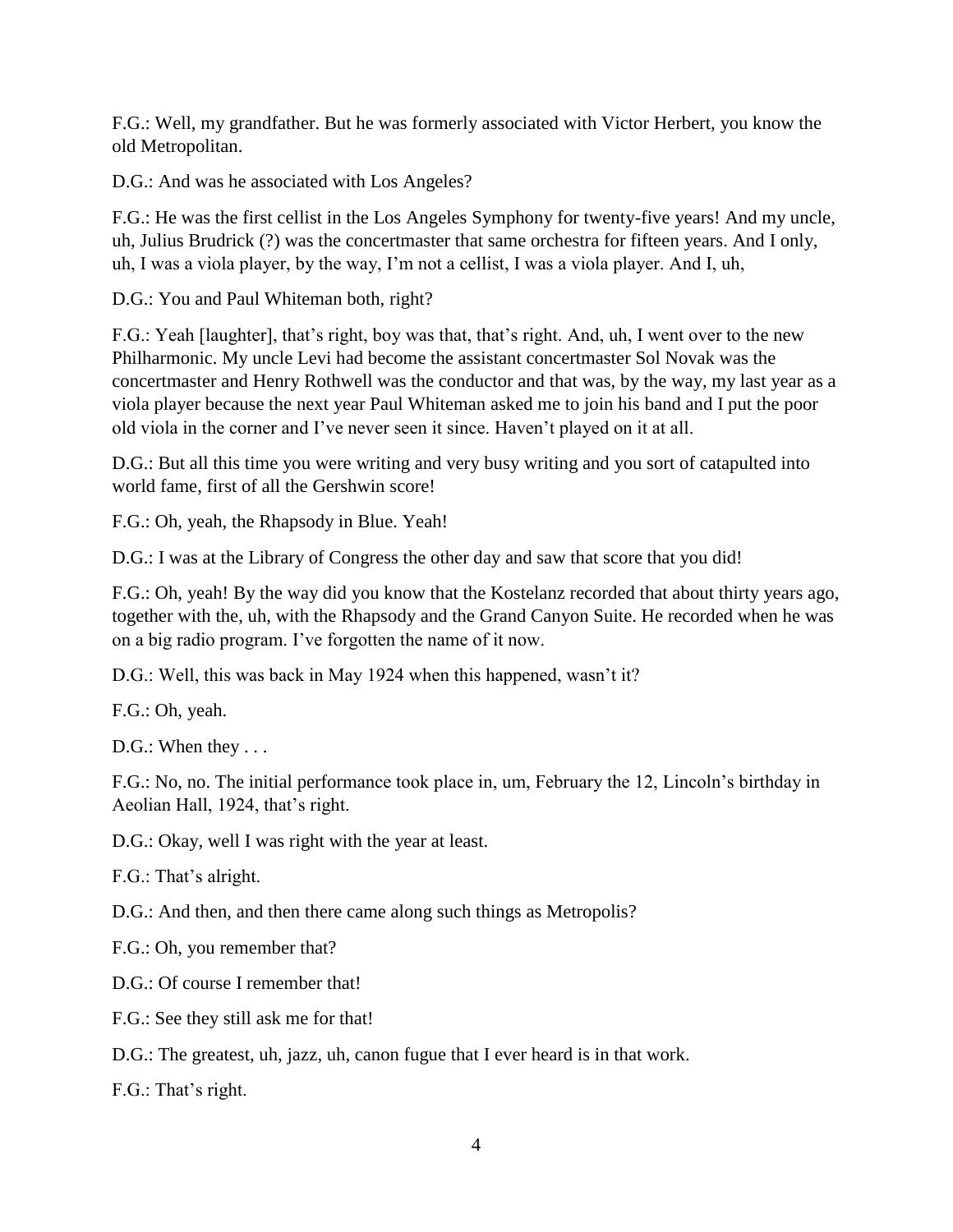F.G.: Well, my grandfather. But he was formerly associated with Victor Herbert, you know the old Metropolitan.

D.G.: And was he associated with Los Angeles?

F.G.: He was the first cellist in the Los Angeles Symphony for twenty-five years! And my uncle, uh, Julius Brudrick (?) was the concertmaster that same orchestra for fifteen years. And I only, uh, I was a viola player, by the way, I'm not a cellist, I was a viola player. And I, uh,

D.G.: You and Paul Whiteman both, right?

F.G.: Yeah [laughter], that's right, boy was that, that's right. And, uh, I went over to the new Philharmonic. My uncle Levi had become the assistant concertmaster Sol Novak was the concertmaster and Henry Rothwell was the conductor and that was, by the way, my last year as a viola player because the next year Paul Whiteman asked me to join his band and I put the poor old viola in the corner and I've never seen it since. Haven't played on it at all.

D.G.: But all this time you were writing and very busy writing and you sort of catapulted into world fame, first of all the Gershwin score!

F.G.: Oh, yeah, the Rhapsody in Blue. Yeah!

D.G.: I was at the Library of Congress the other day and saw that score that you did!

F.G.: Oh, yeah! By the way did you know that the Kostelanz recorded that about thirty years ago, together with the, uh, with the Rhapsody and the Grand Canyon Suite. He recorded when he was on a big radio program. I've forgotten the name of it now.

D.G.: Well, this was back in May 1924 when this happened, wasn't it?

F.G.: Oh, yeah.

D.G.: When they . . .

F.G.: No, no. The initial performance took place in, um, February the 12, Lincoln's birthday in Aeolian Hall, 1924, that's right.

D.G.: Okay, well I was right with the year at least.

F.G.: That's alright.

D.G.: And then, and then there came along such things as Metropolis?

F.G.: Oh, you remember that?

D.G.: Of course I remember that!

F.G.: See they still ask me for that!

D.G.: The greatest, uh, jazz, uh, canon fugue that I ever heard is in that work.

F.G.: That's right.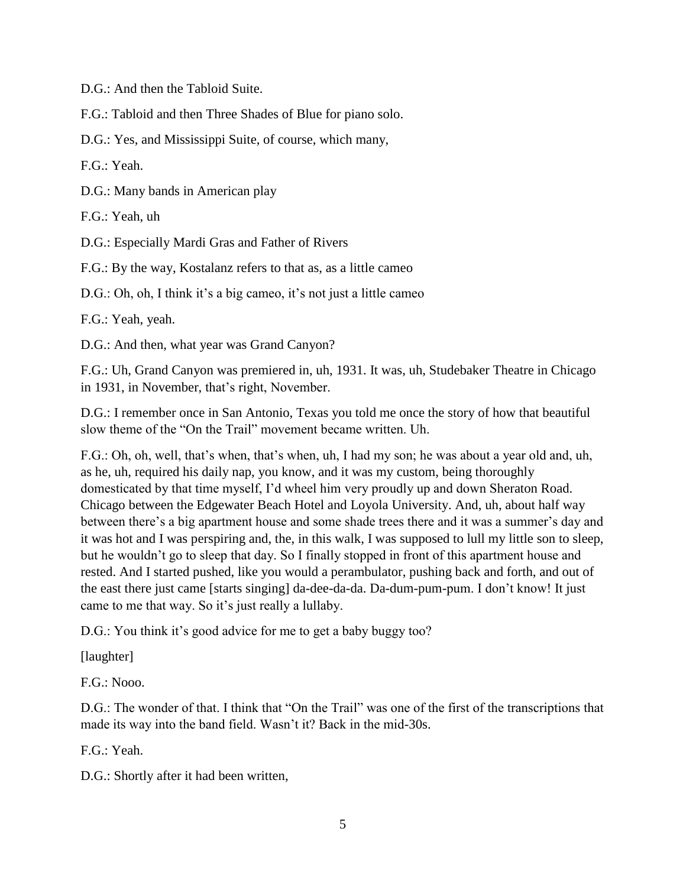D.G.: And then the Tabloid Suite.

F.G.: Tabloid and then Three Shades of Blue for piano solo.

D.G.: Yes, and Mississippi Suite, of course, which many,

F.G.: Yeah.

D.G.: Many bands in American play

F.G.: Yeah, uh

D.G.: Especially Mardi Gras and Father of Rivers

F.G.: By the way, Kostalanz refers to that as, as a little cameo

D.G.: Oh, oh, I think it's a big cameo, it's not just a little cameo

F.G.: Yeah, yeah.

D.G.: And then, what year was Grand Canyon?

F.G.: Uh, Grand Canyon was premiered in, uh, 1931. It was, uh, Studebaker Theatre in Chicago in 1931, in November, that's right, November.

D.G.: I remember once in San Antonio, Texas you told me once the story of how that beautiful slow theme of the "On the Trail" movement became written. Uh.

F.G.: Oh, oh, well, that's when, that's when, uh, I had my son; he was about a year old and, uh, as he, uh, required his daily nap, you know, and it was my custom, being thoroughly domesticated by that time myself, I'd wheel him very proudly up and down Sheraton Road. Chicago between the Edgewater Beach Hotel and Loyola University. And, uh, about half way between there's a big apartment house and some shade trees there and it was a summer's day and it was hot and I was perspiring and, the, in this walk, I was supposed to lull my little son to sleep, but he wouldn't go to sleep that day. So I finally stopped in front of this apartment house and rested. And I started pushed, like you would a perambulator, pushing back and forth, and out of the east there just came [starts singing] da-dee-da-da. Da-dum-pum-pum. I don't know! It just came to me that way. So it's just really a lullaby.

D.G.: You think it's good advice for me to get a baby buggy too?

[laughter]

F.G.: Nooo.

D.G.: The wonder of that. I think that "On the Trail" was one of the first of the transcriptions that made its way into the band field. Wasn't it? Back in the mid-30s.

F.G.: Yeah.

D.G.: Shortly after it had been written,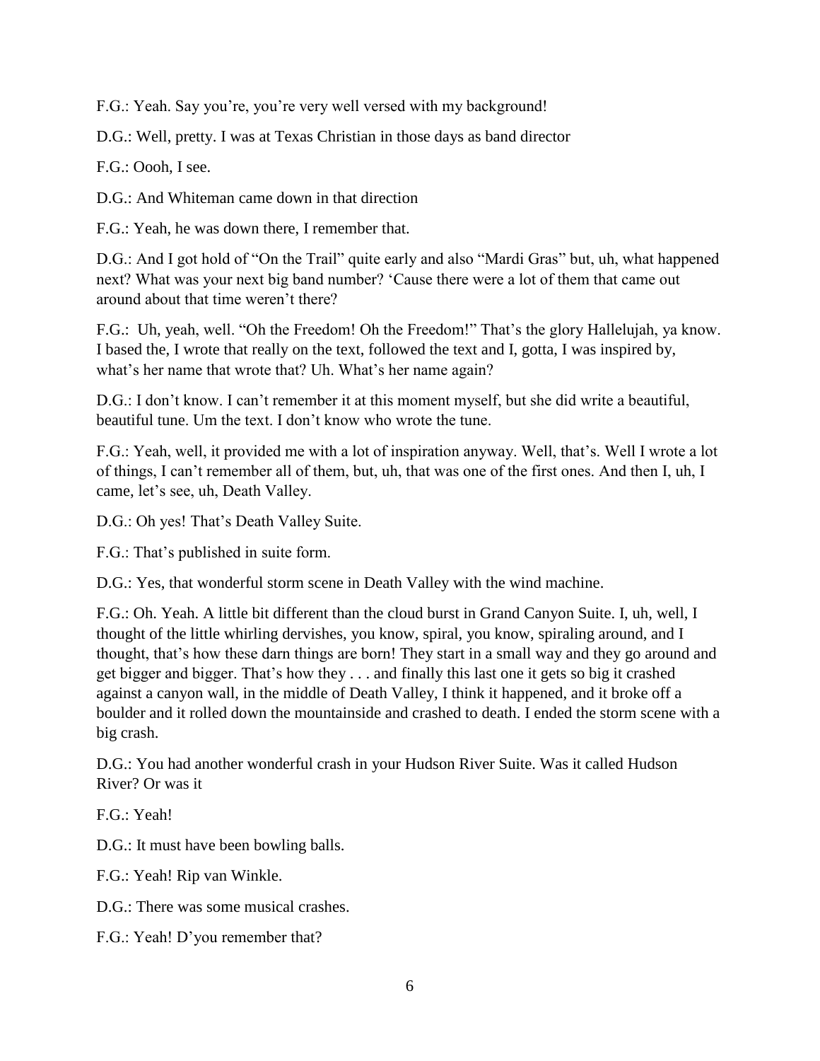F.G.: Yeah. Say you're, you're very well versed with my background!

D.G.: Well, pretty. I was at Texas Christian in those days as band director

F.G.: Oooh, I see.

D.G.: And Whiteman came down in that direction

F.G.: Yeah, he was down there, I remember that.

D.G.: And I got hold of "On the Trail" quite early and also "Mardi Gras" but, uh, what happened next? What was your next big band number? 'Cause there were a lot of them that came out around about that time weren't there?

F.G.: Uh, yeah, well. "Oh the Freedom! Oh the Freedom!" That's the glory Hallelujah, ya know. I based the, I wrote that really on the text, followed the text and I, gotta, I was inspired by, what's her name that wrote that? Uh. What's her name again?

D.G.: I don't know. I can't remember it at this moment myself, but she did write a beautiful, beautiful tune. Um the text. I don't know who wrote the tune.

F.G.: Yeah, well, it provided me with a lot of inspiration anyway. Well, that's. Well I wrote a lot of things, I can't remember all of them, but, uh, that was one of the first ones. And then I, uh, I came, let's see, uh, Death Valley.

D.G.: Oh yes! That's Death Valley Suite.

F.G.: That's published in suite form.

D.G.: Yes, that wonderful storm scene in Death Valley with the wind machine.

F.G.: Oh. Yeah. A little bit different than the cloud burst in Grand Canyon Suite. I, uh, well, I thought of the little whirling dervishes, you know, spiral, you know, spiraling around, and I thought, that's how these darn things are born! They start in a small way and they go around and get bigger and bigger. That's how they . . . and finally this last one it gets so big it crashed against a canyon wall, in the middle of Death Valley, I think it happened, and it broke off a boulder and it rolled down the mountainside and crashed to death. I ended the storm scene with a big crash.

D.G.: You had another wonderful crash in your Hudson River Suite. Was it called Hudson River? Or was it

F.G.: Yeah!

D.G.: It must have been bowling balls.

F.G.: Yeah! Rip van Winkle.

D.G.: There was some musical crashes.

F.G.: Yeah! D'you remember that?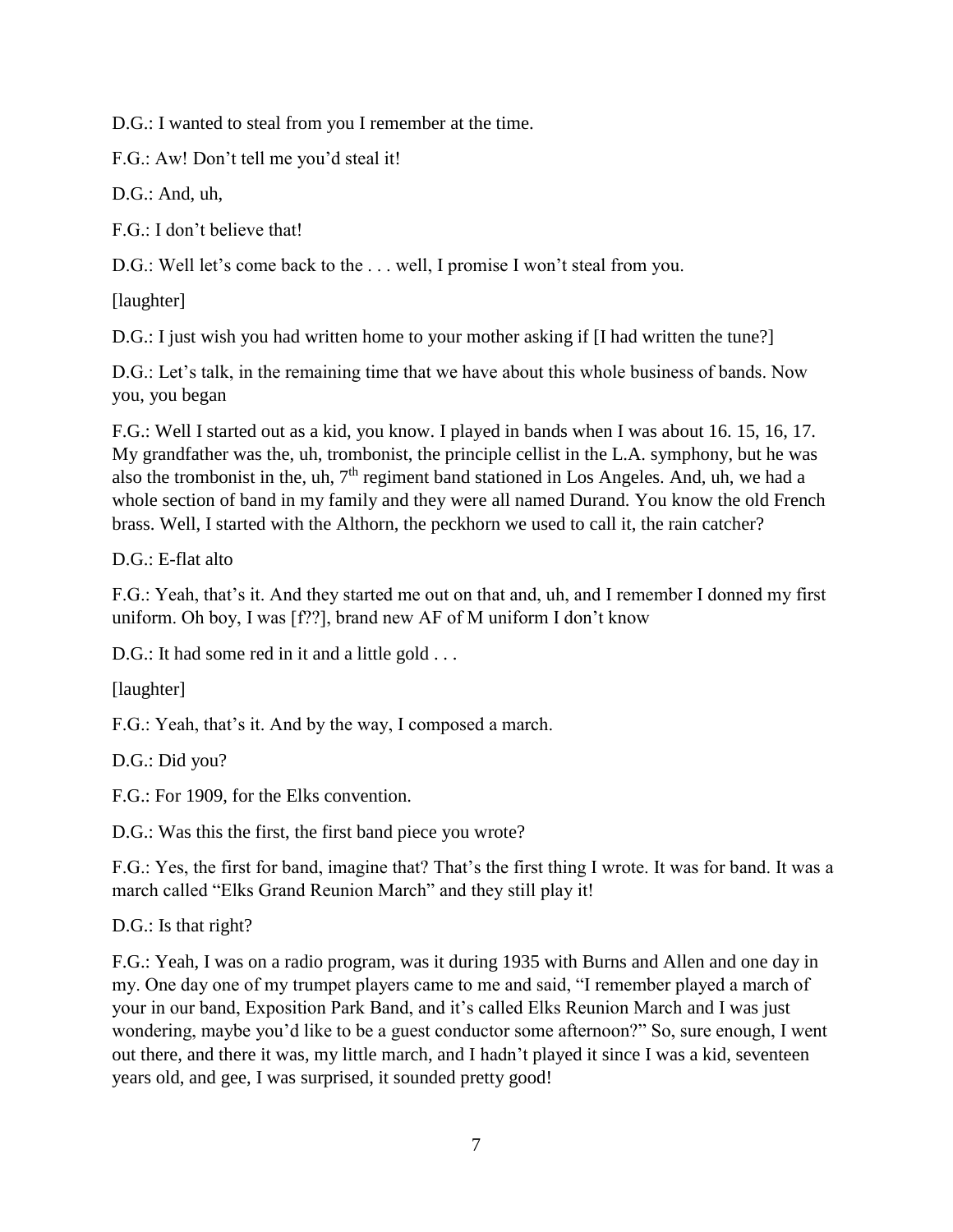D.G.: I wanted to steal from you I remember at the time.

F.G.: Aw! Don't tell me you'd steal it!

D.G.: And, uh,

F.G.: I don't believe that!

D.G.: Well let's come back to the . . . well, I promise I won't steal from you.

[laughter]

D.G.: I just wish you had written home to your mother asking if [I had written the tune?]

D.G.: Let's talk, in the remaining time that we have about this whole business of bands. Now you, you began

F.G.: Well I started out as a kid, you know. I played in bands when I was about 16. 15, 16, 17. My grandfather was the, uh, trombonist, the principle cellist in the L.A. symphony, but he was also the trombonist in the, uh, 7th regiment band stationed in Los Angeles. And, uh, we had a whole section of band in my family and they were all named Durand. You know the old French brass. Well, I started with the Althorn, the peckhorn we used to call it, the rain catcher?

D.G.: E-flat alto

F.G.: Yeah, that's it. And they started me out on that and, uh, and I remember I donned my first uniform. Oh boy, I was [f??], brand new AF of M uniform I don't know

D.G.: It had some red in it and a little gold . . .

[laughter]

F.G.: Yeah, that's it. And by the way, I composed a march.

D.G.: Did you?

F.G.: For 1909, for the Elks convention.

D.G.: Was this the first, the first band piece you wrote?

F.G.: Yes, the first for band, imagine that? That's the first thing I wrote. It was for band. It was a march called "Elks Grand Reunion March" and they still play it!

D.G.: Is that right?

F.G.: Yeah, I was on a radio program, was it during 1935 with Burns and Allen and one day in my. One day one of my trumpet players came to me and said, "I remember played a march of your in our band, Exposition Park Band, and it's called Elks Reunion March and I was just wondering, maybe you'd like to be a guest conductor some afternoon?" So, sure enough, I went out there, and there it was, my little march, and I hadn't played it since I was a kid, seventeen years old, and gee, I was surprised, it sounded pretty good!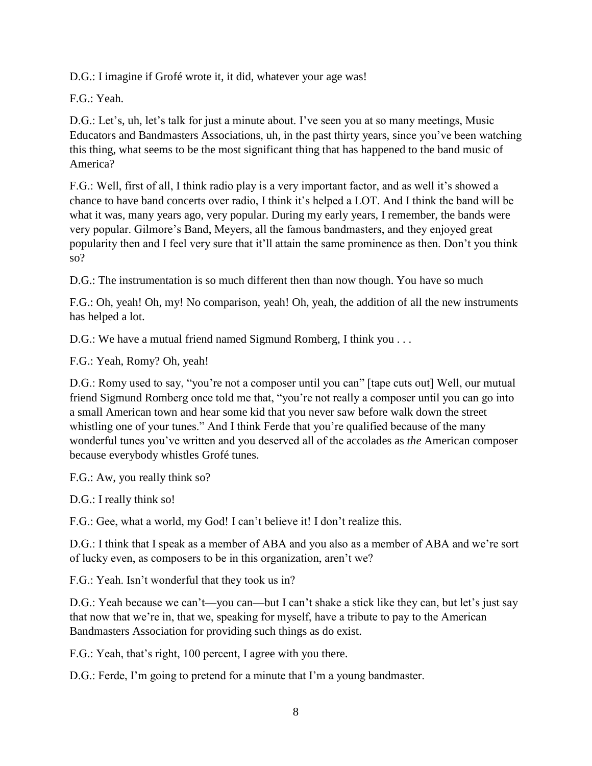D.G.: I imagine if Grofé wrote it, it did, whatever your age was!

F.G.: Yeah.

D.G.: Let's, uh, let's talk for just a minute about. I've seen you at so many meetings, Music Educators and Bandmasters Associations, uh, in the past thirty years, since you've been watching this thing, what seems to be the most significant thing that has happened to the band music of America?

F.G.: Well, first of all, I think radio play is a very important factor, and as well it's showed a chance to have band concerts over radio, I think it's helped a LOT. And I think the band will be what it was, many years ago, very popular. During my early years, I remember, the bands were very popular. Gilmore's Band, Meyers, all the famous bandmasters, and they enjoyed great popularity then and I feel very sure that it'll attain the same prominence as then. Don't you think so?

D.G.: The instrumentation is so much different then than now though. You have so much

F.G.: Oh, yeah! Oh, my! No comparison, yeah! Oh, yeah, the addition of all the new instruments has helped a lot.

D.G.: We have a mutual friend named Sigmund Romberg, I think you . . .

F.G.: Yeah, Romy? Oh, yeah!

D.G.: Romy used to say, "you're not a composer until you can" [tape cuts out] Well, our mutual friend Sigmund Romberg once told me that, "you're not really a composer until you can go into a small American town and hear some kid that you never saw before walk down the street whistling one of your tunes." And I think Ferde that you're qualified because of the many wonderful tunes you've written and you deserved all of the accolades as *the* American composer because everybody whistles Grofé tunes.

F.G.: Aw, you really think so?

D.G.: I really think so!

F.G.: Gee, what a world, my God! I can't believe it! I don't realize this.

D.G.: I think that I speak as a member of ABA and you also as a member of ABA and we're sort of lucky even, as composers to be in this organization, aren't we?

F.G.: Yeah. Isn't wonderful that they took us in?

D.G.: Yeah because we can't—you can—but I can't shake a stick like they can, but let's just say that now that we're in, that we, speaking for myself, have a tribute to pay to the American Bandmasters Association for providing such things as do exist.

F.G.: Yeah, that's right, 100 percent, I agree with you there.

D.G.: Ferde, I'm going to pretend for a minute that I'm a young bandmaster.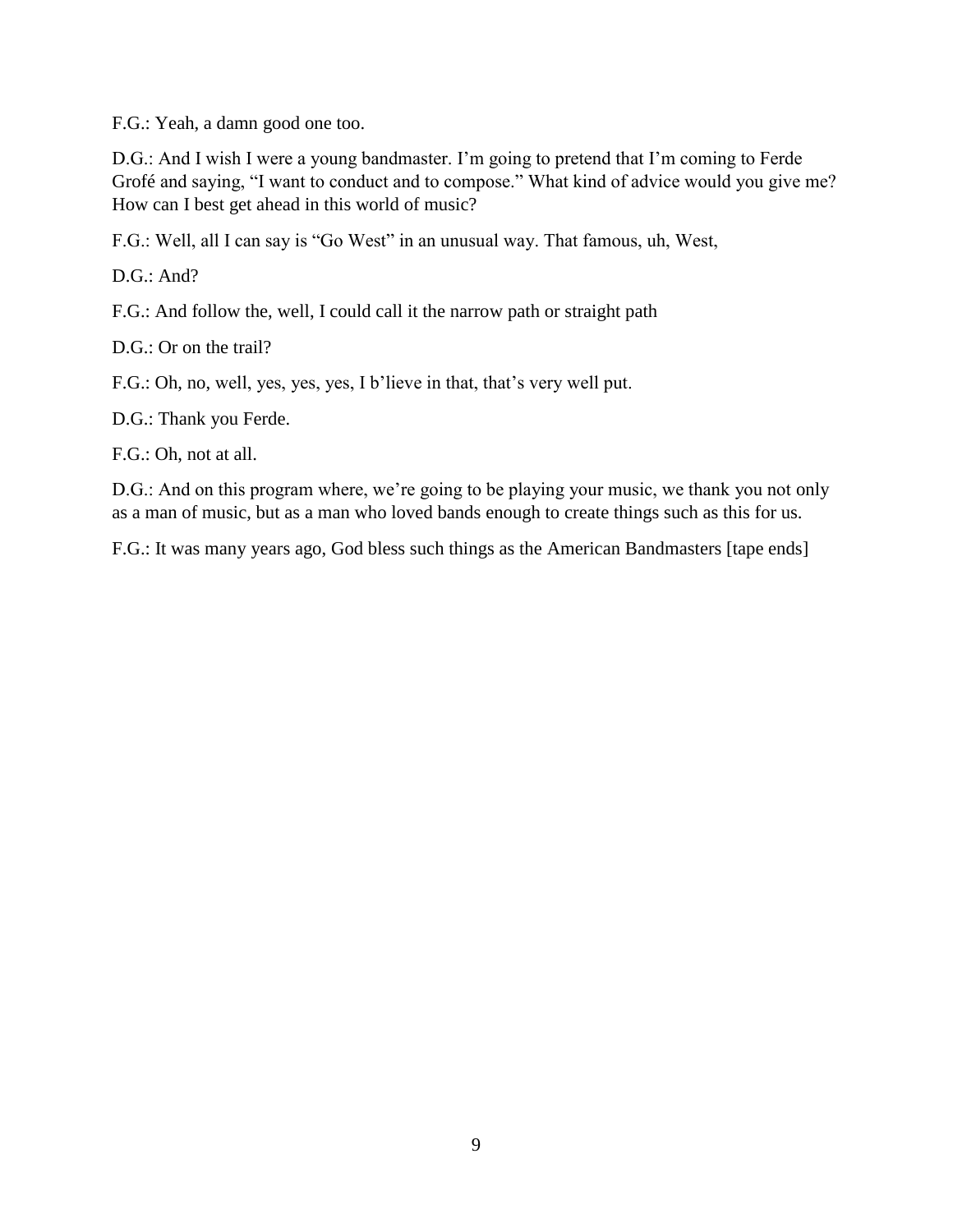F.G.: Yeah, a damn good one too.

D.G.: And I wish I were a young bandmaster. I'm going to pretend that I'm coming to Ferde Grofé and saying, "I want to conduct and to compose." What kind of advice would you give me? How can I best get ahead in this world of music?

F.G.: Well, all I can say is "Go West" in an unusual way. That famous, uh, West,

D.G.: And?

F.G.: And follow the, well, I could call it the narrow path or straight path

D.G.: Or on the trail?

F.G.: Oh, no, well, yes, yes, yes, I b'lieve in that, that's very well put.

D.G.: Thank you Ferde.

F.G.: Oh, not at all.

D.G.: And on this program where, we're going to be playing your music, we thank you not only as a man of music, but as a man who loved bands enough to create things such as this for us.

F.G.: It was many years ago, God bless such things as the American Bandmasters [tape ends]